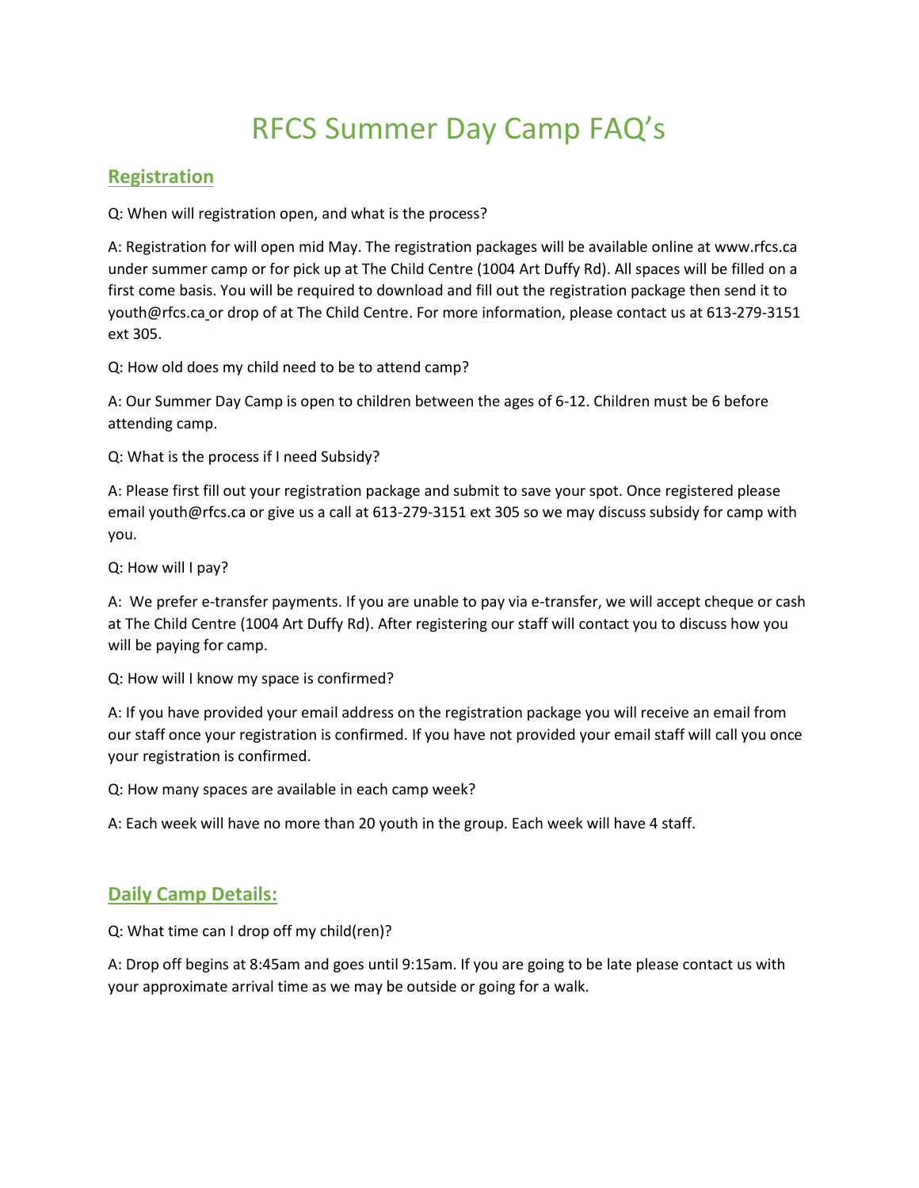# RFCS Summer Day Camp FAQ's

## Registration

Q: When will registration open, and what is the process?

A: Registration for will open mid May. The registration packages will be available online at www.rfcs.ca under summer camp or for pick up at The Child Centre (1004 Art Duffy Rd). All spaces will be filled on a first come basis. You will be required to download and fill out the registration package then send it to youth@rfcs.ca or drop of at The Child Centre. For more information, please contact us at 613-279-3151 ext 305.

Q: How old does my child need to be to attend camp?

A: Our Summer Day Camp is open to children between the ages of 6-12. Children must be 6 before attending camp.

Q: What is the process if I need Subsidy?

A: Please first fill out your registration package and submit to save your spot. Once registered please email youth@rfcs.ca or give us a call at 613-279-3151 ext 305 so we may discuss subsidy for camp with you.

Q: How will I pay?

A: We prefer e-transfer payments. If you are unable to pay via e-transfer, we will accept cheque or cash at The Child Centre (1004 Art Duffy Rd). After registering our staff will contact you to discuss how you will be paying for camp.

Q: How will I know my space is confirmed?

A: If you have provided your email address on the registration package you will receive an email from our staff once your registration is confirmed. If you have not provided your email staff will call you once your registration is confirmed.

Q: How many spaces are available in each camp week?

A: Each week will have no more than 20 youth in the group. Each week will have 4 staff.

## Daily Camp Details:

Q: What time can I drop off my child(ren)?

A: Drop off begins at 8:45am and goes until 9:15am. If you are going to be late please contact us with your approximate arrival time as we may be outside or going for a walk.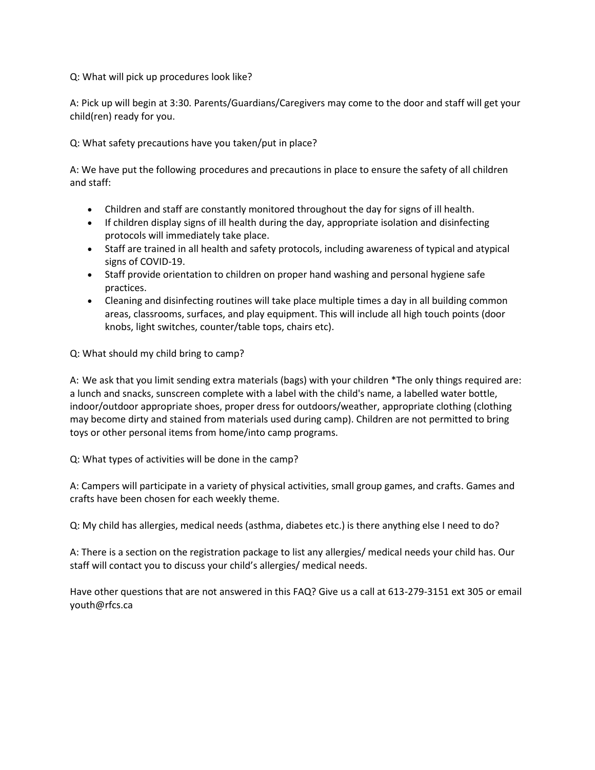Q: What will pick up procedures look like?

A: Pick up will begin at 3:30. Parents/Guardians/Caregivers may come to the door and staff will get your child(ren) ready for you.

Q: What safety precautions have you taken/put in place?

A: We have put the following procedures and precautions in place to ensure the safety of all children and staff:

- Children and staff are constantly monitored throughout the day for signs of ill health.
- If children display signs of ill health during the day, appropriate isolation and disinfecting protocols will immediately take place.
- Staff are trained in all health and safety protocols, including awareness of typical and atypical signs of COVID-19.
- Staff provide orientation to children on proper hand washing and personal hygiene safe practices.
- Cleaning and disinfecting routines will take place multiple times a day in all building common areas, classrooms, surfaces, and play equipment. This will include all high touch points (door knobs, light switches, counter/table tops, chairs etc).

Q: What should my child bring to camp?

A: We ask that you limit sending extra materials (bags) with your children *The only things required are: a lunch and snacks, sunscreen complete with a label with the child's name, a labelled water bottle, indoor/outdoor appropriate shoes, proper dress for outdoors/weather, appropriate clothing (clothing may become dirty and stained from materials used during camp). Children are not permitted to bring toys or other personal items from home/into camp programs.

Q: What types of activities will be done in the camp?

A: Campers will participate in a variety of physical activities, small group games, and crafts. Games and crafts have been chosen for each weekly theme.

Q: My child has allergies, medical needs (asthma, diabetes etc.) is there anything else I need to do?

A: There is a section on the registration package to list any allergies/ medical needs your child has. Our staff will contact you to discuss your child's allergies/ medical needs.

Have other questions that are not answered in this FAQ? Give us a call at 613-279-3151 ext 305 or email youth@rfcs.ca